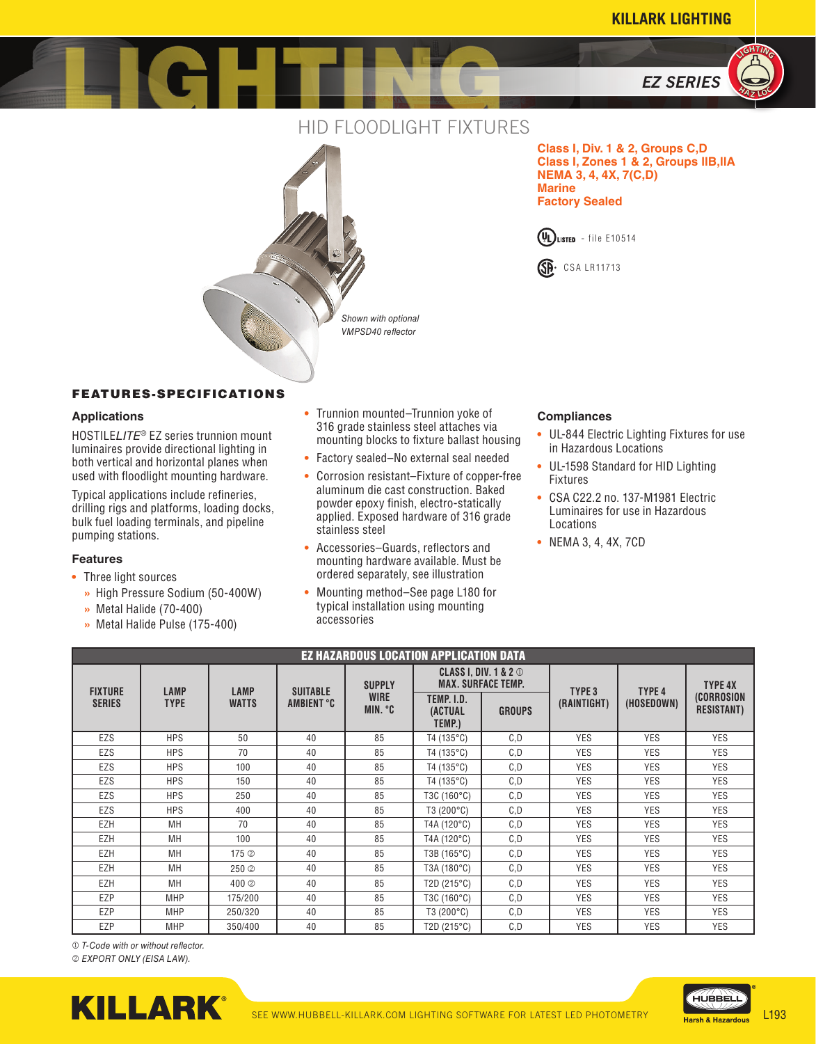# HID FLOODLIGHT FIXTURES

## EZ SERIES

**Class I, Div. 1 & 2, Groups C,D**
**Class I, Zones 1 & 2, Groups IIB,IIA**
**NEMA 3, 4, 4X, 7(C,D)**
**Marine**
**Factory Sealed**

UL LISTED – file E10514

CSA LR11713

*Shown with optional VMPSD40 reflector*

## FEATURES-SPECIFICATIONS

### Applications

HOSTILE*LITE*® EZ series trunnion mount luminaires provide directional lighting in both vertical and horizontal planes when used with floodlight mounting hardware.

Typical applications include refineries, drilling rigs and platforms, loading docks, bulk fuel loading terminals, and pipeline pumping stations.

### Features

- Three light sources
  - High Pressure Sodium (50-400W)
  - Metal Halide (70-400)
  - Metal Halide Pulse (175-400)
- Trunnion mounted–Trunnion yoke of 316 grade stainless steel attaches via mounting blocks to fixture ballast housing
- Factory sealed–No external seal needed
- Corrosion resistant–Fixture of copper-free aluminum die cast construction. Baked powder epoxy finish, electro-statically applied. Exposed hardware of 316 grade stainless steel
- Accessories–Guards, reflectors and mounting hardware available. Must be ordered separately, see illustration
- Mounting method–See page L180 for typical installation using mounting accessories

### Compliances

- UL-844 Electric Lighting Fixtures for use in Hazardous Locations
- UL-1598 Standard for HID Lighting Fixtures
- CSA C22.2 no. 137-M1981 Electric Luminaires for use in Hazardous Locations
- NEMA 3, 4, 4X, 7CD

**EZ HAZARDOUS LOCATION APPLICATION DATA**

| FIXTURE SERIES | LAMP TYPE | LAMP WATTS | SUITABLE AMBIENT °C | SUPPLY WIRE MIN. °C | CLASS I, DIV. 1 & 2 ① MAX. SURFACE TEMP. | | TYPE 3 (RAINTIGHT) | TYPE 4 (HOSEDOWN) | TYPE 4X (CORROSION RESISTANT) |
|---|---|---|---|---|---|---|---|---|---|
| | | | | | TEMP. I.D. (ACTUAL TEMP.) | GROUPS | | | |
| EZS | HPS | 50 | 40 | 85 | T4 (135°C) | C,D | YES | YES | YES |
| EZS | HPS | 70 | 40 | 85 | T4 (135°C) | C,D | YES | YES | YES |
| EZS | HPS | 100 | 40 | 85 | T4 (135°C) | C,D | YES | YES | YES |
| EZS | HPS | 150 | 40 | 85 | T4 (135°C) | C,D | YES | YES | YES |
| EZS | HPS | 250 | 40 | 85 | T3C (160°C) | C,D | YES | YES | YES |
| EZS | HPS | 400 | 40 | 85 | T3 (200°C) | C,D | YES | YES | YES |
| EZH | MH | 70 | 40 | 85 | T4A (120°C) | C,D | YES | YES | YES |
| EZH | MH | 100 | 40 | 85 | T4A (120°C) | C,D | YES | YES | YES |
| EZH | MH | 175 ② | 40 | 85 | T3B (165°C) | C,D | YES | YES | YES |
| EZH | MH | 250 ② | 40 | 85 | T3A (180°C) | C,D | YES | YES | YES |
| EZH | MH | 400 ② | 40 | 85 | T2D (215°C) | C,D | YES | YES | YES |
| EZP | MHP | 175/200 | 40 | 85 | T3C (160°C) | C,D | YES | YES | YES |
| EZP | MHP | 250/320 | 40 | 85 | T3 (200°C) | C,D | YES | YES | YES |
| EZP | MHP | 350/400 | 40 | 85 | T2D (215°C) | C,D | YES | YES | YES |

① *T-Code with or without reflector.*
② *EXPORT ONLY (EISA LAW).*

SEE WWW.HUBBELL-KILLARK.COM LIGHTING SOFTWARE FOR LATEST LED PHOTOMETRY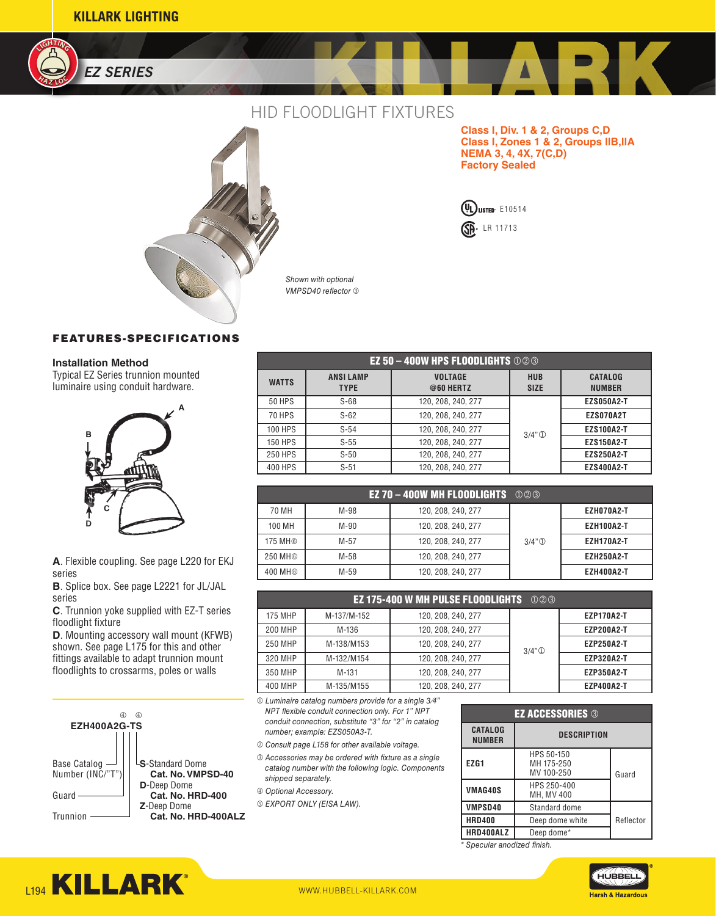# EZ SERIES

## HID FLOODLIGHT FIXTURES

**Class I, Div. 1 & 2, Groups C,D**
**Class I, Zones 1 & 2, Groups IIB,IIA**
**NEMA 3, 4, 4X, 7(C,D)**
**Factory Sealed**

UL LISTED E10514
SP LR 11713

*Shown with optional VMPSD40 reflector ③*

## FEATURES-SPECIFICATIONS

### Installation Method

Typical EZ Series trunnion mounted luminaire using conduit hardware.

**A**. Flexible coupling. See page L220 for EKJ series

**B**. Splice box. See page L2221 for JL/JAL series

**C**. Trunnion yoke supplied with EZ-T series floodlight fixture

**D**. Mounting accessory wall mount (KFWB) shown. See page L175 for this and other fittings available to adapt trunnion mount floodlights to crossarms, poles or walls

**EZH400A2G-TS** (④ ④)

- Base Catalog Number (INC/"T")
- Guard
- Trunnion
- S-Standard Dome **Cat. No. VMPSD-40**
- D-Deep Dome **Cat. No. HRD-400**
- Z-Deep Dome **Cat. No. HRD-400ALZ**

| EZ 50 – 400W HPS FLOODLIGHTS ①②③ | | | | |
|---|---|---|---|---|
| **WATTS** | **ANSI LAMP TYPE** | **VOLTAGE @60 HERTZ** | **HUB SIZE** | **CATALOG NUMBER** |
| 50 HPS | S-68 | 120, 208, 240, 277 | 3/4"① | **EZS050A2-T** |
| 70 HPS | S-62 | 120, 208, 240, 277 | | **EZS070A2T** |
| 100 HPS | S-54 | 120, 208, 240, 277 | | **EZS100A2-T** |
| 150 HPS | S-55 | 120, 208, 240, 277 | | **EZS150A2-T** |
| 250 HPS | S-50 | 120, 208, 240, 277 | | **EZS250A2-T** |
| 400 HPS | S-51 | 120, 208, 240, 277 | | **EZS400A2-T** |

| EZ 70 – 400W MH FLOODLIGHTS ①②③ | | | | |
|---|---|---|---|---|
| 70 MH | M-98 | 120, 208, 240, 277 | 3/4"① | **EZH070A2-T** |
| 100 MH | M-90 | 120, 208, 240, 277 | | **EZH100A2-T** |
| 175 MH⑥ | M-57 | 120, 208, 240, 277 | | **EZH170A2-T** |
| 250 MH⑥ | M-58 | 120, 208, 240, 277 | | **EZH250A2-T** |
| 400 MH⑥ | M-59 | 120, 208, 240, 277 | | **EZH400A2-T** |

| EZ 175-400 W MH PULSE FLOODLIGHTS ①②③ | | | | |
|---|---|---|---|---|
| 175 MHP | M-137/M-152 | 120, 208, 240, 277 | 3/4"① | **EZP170A2-T** |
| 200 MHP | M-136 | 120, 208, 240, 277 | | **EZP200A2-T** |
| 250 MHP | M-138/M153 | 120, 208, 240, 277 | | **EZP250A2-T** |
| 320 MHP | M-132/M154 | 120, 208, 240, 277 | | **EZP320A2-T** |
| 350 MHP | M-131 | 120, 208, 240, 277 | | **EZP350A2-T** |
| 400 MHP | M-135/M155 | 120, 208, 240, 277 | | **EZP400A2-T** |

*① Luminaire catalog numbers provide for a single 3⁄4" NPT flexible conduit connection only. For 1" NPT conduit connection, substitute "3" for "2" in catalog number; example: EZS050A3-T.*

*② Consult page L158 for other available voltage.*

*③ Accessories may be ordered with fixture as a single catalog number with the following logic. Components shipped separately.*

*④ Optional Accessory.*

*⑤ EXPORT ONLY (EISA LAW).*

| EZ ACCESSORIES ③ | | |
|---|---|---|
| **CATALOG NUMBER** | **DESCRIPTION** | |
| **EZG1** | HPS 50-150 MH 175-250 MV 100-250 | Guard |
| **VMAG40S** | HPS 250-400 MH, MV 400 | |
| **VMPSD40** | Standard dome | Reflector |
| **HRD400** | Deep dome white | |
| **HRD400ALZ** | Deep dome* | |

*\* Specular anodized finish.*